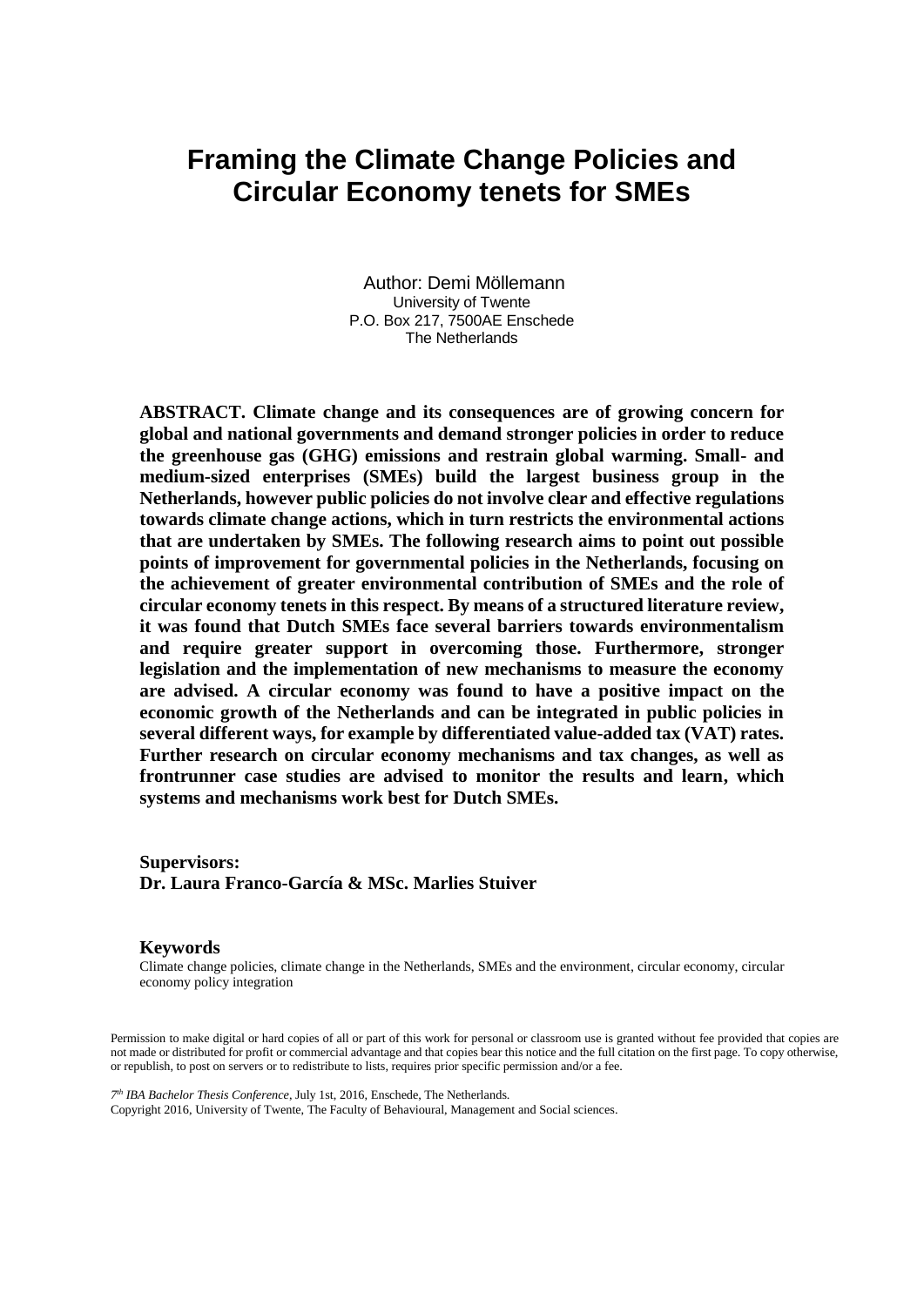# Framing the Climate Change Policies and Circular Economy tenets for SMEs

Author: Demi Möllemann
University of Twente
P.O. Box 217, 7500AE Enschede
The Netherlands

**ABSTRACT. Climate change and its consequences are of growing concern for global and national governments and demand stronger policies in order to reduce the greenhouse gas (GHG) emissions and restrain global warming. Small- and medium-sized enterprises (SMEs) build the largest business group in the Netherlands, however public policies do not involve clear and effective regulations towards climate change actions, which in turn restricts the environmental actions that are undertaken by SMEs. The following research aims to point out possible points of improvement for governmental policies in the Netherlands, focusing on the achievement of greater environmental contribution of SMEs and the role of circular economy tenets in this respect. By means of a structured literature review, it was found that Dutch SMEs face several barriers towards environmentalism and require greater support in overcoming those. Furthermore, stronger legislation and the implementation of new mechanisms to measure the economy are advised. A circular economy was found to have a positive impact on the economic growth of the Netherlands and can be integrated in public policies in several different ways, for example by differentiated value-added tax (VAT) rates. Further research on circular economy mechanisms and tax changes, as well as frontrunner case studies are advised to monitor the results and learn, which systems and mechanisms work best for Dutch SMEs.**

**Supervisors:**
**Dr. Laura Franco-García & MSc. Marlies Stuiver**

### Keywords

Climate change policies, climate change in the Netherlands, SMEs and the environment, circular economy, circular economy policy integration

Permission to make digital or hard copies of all or part of this work for personal or classroom use is granted without fee provided that copies are not made or distributed for profit or commercial advantage and that copies bear this notice and the full citation on the first page. To copy otherwise, or republish, to post on servers or to redistribute to lists, requires prior specific permission and/or a fee.

*7th IBA Bachelor Thesis Conference*, July 1st, 2016, Enschede, The Netherlands.
Copyright 2016, University of Twente, The Faculty of Behavioural, Management and Social sciences.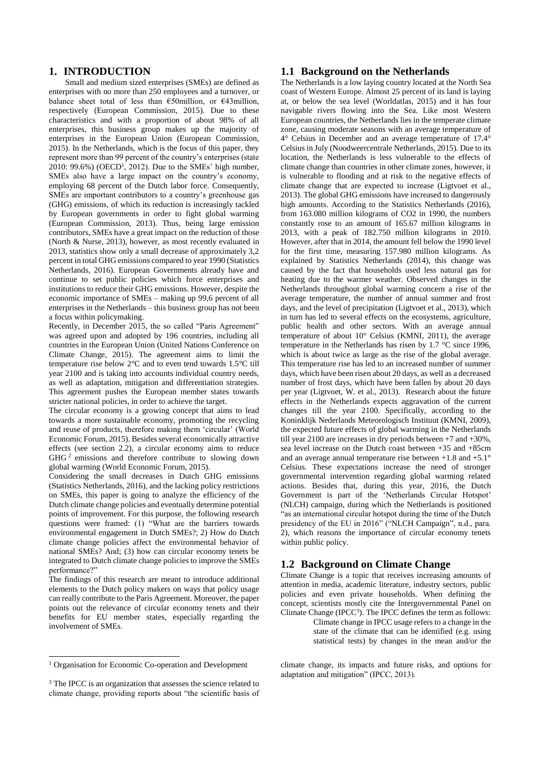# 1. INTRODUCTION

Small and medium sized enterprises (SMEs) are defined as enterprises with no more than 250 employees and a turnover, or balance sheet total of less than €50million, or €43million, respectively (European Commission, 2015). Due to these characteristics and with a proportion of about 98% of all enterprises, this business group makes up the majority of enterprises in the European Union (European Commission, 2015). In the Netherlands, which is the focus of this paper, they represent more than 99 percent of the country's enterprises (state 2010: 99.6%) (OECD[1], 2012). Due to the SMEs' high number, SMEs also have a large impact on the country's economy, employing 68 percent of the Dutch labor force. Consequently, SMEs are important contributors to a country's greenhouse gas (GHG) emissions, of which its reduction is increasingly tackled by European governments in order to fight global warming (European Commission, 2013). Thus, being large emission contributors, SMEs have a great impact on the reduction of those (North & Nurse, 2013), however, as most recently evaluated in 2013, statistics show only a small decrease of approximately 3,2 percent in total GHG emissions compared to year 1990 (Statistics Netherlands, 2016). European Governments already have and continue to set public policies which force enterprises and institutions to reduce their GHG emissions. However, despite the economic importance of SMEs – making up 99,6 percent of all enterprises in the Netherlands – this business group has not been a focus within policymaking.

Recently, in December 2015, the so called "Paris Agreement" was agreed upon and adopted by 196 countries, including all countries in the European Union (United Nations Conference on Climate Change, 2015). The agreement aims to limit the temperature rise below 2°C and to even tend towards 1.5°C till year 2100 and is taking into accounts individual country needs, as well as adaptation, mitigation and differentiation strategies. This agreement pushes the European member states towards stricter national policies, in order to achieve the target.

The circular economy is a growing concept that aims to lead towards a more sustainable economy, promoting the recycling and reuse of products, therefore making them 'circular' (World Economic Forum, 2015). Besides several economically attractive effects (see section 2.2), a circular economy aims to reduce GHG [2] emissions and therefore contribute to slowing down global warming (World Economic Forum, 2015).

Considering the small decreases in Dutch GHG emissions (Statistics Netherlands, 2016), and the lacking policy restrictions on SMEs, this paper is going to analyze the efficiency of the Dutch climate change policies and eventually determine potential points of improvement. For this purpose, the following research questions were framed: (1) "What are the barriers towards environmental engagement in Dutch SMEs?; 2) How do Dutch climate change policies affect the environmental behavior of national SMEs? And; (3) how can circular economy tenets be integrated to Dutch climate change policies to improve the SMEs performance?"

The findings of this research are meant to introduce additional elements to the Dutch policy makers on ways that policy usage can really contribute to the Paris Agreement. Moreover, the paper points out the relevance of circular economy tenets and their benefits for EU member states, especially regarding the involvement of SMEs.

## 1.1 Background on the Netherlands

The Netherlands is a low laying country located at the North Sea coast of Western Europe. Almost 25 percent of its land is laying at, or below the sea level (Worldatlas, 2015) and it has four navigable rivers flowing into the Sea. Like most Western European countries, the Netherlands lies in the temperate climate zone, causing moderate seasons with an average temperature of 4° Celsius in December and an average temperature of 17.4° Celsius in July (Noodweercentrale Netherlands, 2015). Due to its location, the Netherlands is less vulnerable to the effects of climate change than countries in other climate zones, however, it is vulnerable to flooding and at risk to the negative effects of climate change that are expected to increase (Ligtvoet et al., 2013). The global GHG emissions have increased to dangerously high amounts. According to the Statistics Netherlands (2016), from 163.080 million kilograms of CO2 in 1990, the numbers constantly rose to an amount of 165.67 million kilograms in 2013, with a peak of 182.750 million kilograms in 2010. However, after that in 2014, the amount fell below the 1990 level for the first time, measuring 157.980 million kilograms. As explained by Statistics Netherlands (2014), this change was caused by the fact that households used less natural gas for heating due to the warmer weather. Observed changes in the Netherlands throughout global warming concern a rise of the average temperature, the number of annual summer and frost days, and the level of precipitation (Ligtvoet et al., 2013), which in turn has led to several effects on the ecosystems, agriculture, public health and other sectors. With an average annual temperature of about 10° Celsius (KMNI, 2011), the average temperature in the Netherlands has risen by 1.7 °C since 1996, which is about twice as large as the rise of the global average. This temperature rise has led to an increased number of summer days, which have been risen about 20 days, as well as a decreased number of frost days, which have been fallen by about 20 days per year (Ligtvoet, W. et al., 2013). Research about the future effects in the Netherlands expects aggravation of the current changes till the year 2100. Specifically, according to the Koninklijk Nederlands Meteorologisch Instituut (KMNI, 2009), the expected future effects of global warming in the Netherlands till year 2100 are increases in dry periods between +7 and +30%, sea level increase on the Dutch coast between +35 and +85cm and an average annual temperature rise between +1.8 and +5.1° Celsius. These expectations increase the need of stronger governmental intervention regarding global warming related actions. Besides that, during this year, 2016, the Dutch Government is part of the 'Netherlands Circular Hotspot' (NLCH) campaign, during which the Netherlands is positioned "as an international circular hotspot during the time of the Dutch presidency of the EU in 2016" ("NLCH Campaign", n.d., para. 2), which reasons the importance of circular economy tenets within public policy.

## 1.2 Background on Climate Change

Climate Change is a topic that receives increasing amounts of attention in media, academic literature, industry sectors, public policies and even private households. When defining the concept, scientists mostly cite the Intergovernmental Panel on Climate Change (IPCC[3]). The IPCC defines the term as follows:

> Climate change in IPCC usage refers to a change in the state of the climate that can be identified (e.g. using statistical tests) by changes in the mean and/or the

[1] Organisation for Economic Co-operation and Development

[3] The IPCC is an organization that assesses the science related to climate change, providing reports about "the scientific basis of climate change, its impacts and future risks, and options for adaptation and mitigation" (IPCC, 2013).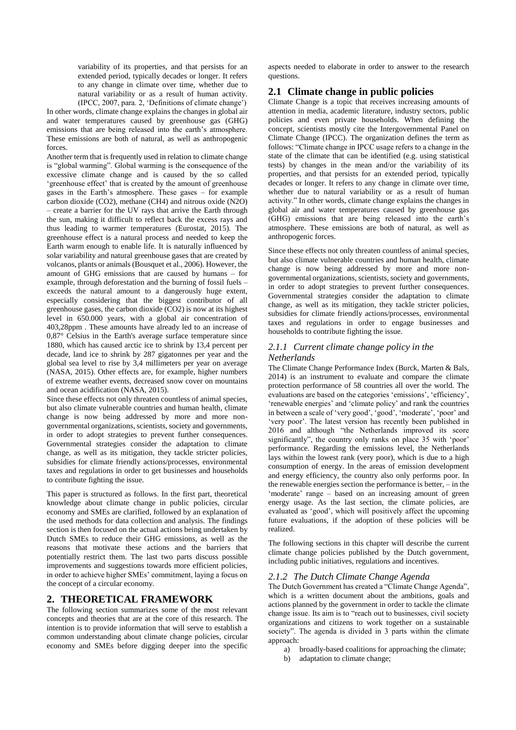variability of its properties, and that persists for an extended period, typically decades or longer. It refers to any change in climate over time, whether due to natural variability or as a result of human activity. (IPCC, 2007, para. 2, 'Definitions of climate change')

In other words, climate change explains the changes in global air and water temperatures caused by greenhouse gas (GHG) emissions that are being released into the earth's atmosphere. These emissions are both of natural, as well as anthropogenic forces.

Another term that is frequently used in relation to climate change is "global warming". Global warming is the consequence of the excessive climate change and is caused by the so called 'greenhouse effect' that is created by the amount of greenhouse gases in the Earth's atmosphere. These gases – for example carbon dioxide ($CO_2$), methane ($CH_4$) and nitrous oxide ($N_2O$) – create a barrier for the UV rays that arrive the Earth through the sun, making it difficult to reflect back the excess rays and thus leading to warmer temperatures (Eurostat, 2015). The greenhouse effect is a natural process and needed to keep the Earth warm enough to enable life. It is naturally influenced by solar variability and natural greenhouse gases that are created by volcanos, plants or animals (Bousquet et al., 2006). However, the amount of GHG emissions that are caused by humans – for example, through deforestation and the burning of fossil fuels – exceeds the natural amount to a dangerously huge extent, especially considering that the biggest contributor of all greenhouse gases, the carbon dioxide ($CO_2$) is now at its highest level in 650.000 years, with a global air concentration of 403,28ppm . These amounts have already led to an increase of 0,87° Celsius in the Earth's average surface temperature since 1880, which has caused arctic ice to shrink by 13,4 percent per decade, land ice to shrink by 287 gigatonnes per year and the global sea level to rise by 3,4 millimeters per year on average (NASA, 2015). Other effects are, for example, higher numbers of extreme weather events, decreased snow cover on mountains and ocean acidification (NASA, 2015).

Since these effects not only threaten countless of animal species, but also climate vulnerable countries and human health, climate change is now being addressed by more and more non-governmental organizations, scientists, society and governments, in order to adopt strategies to prevent further consequences. Governmental strategies consider the adaptation to climate change, as well as its mitigation, they tackle stricter policies, subsidies for climate friendly actions/processes, environmental taxes and regulations in order to get businesses and households to contribute fighting the issue.

This paper is structured as follows. In the first part, theoretical knowledge about climate change in public policies, circular economy and SMEs are clarified, followed by an explanation of the used methods for data collection and analysis. The findings section is then focused on the actual actions being undertaken by Dutch SMEs to reduce their GHG emissions, as well as the reasons that motivate these actions and the barriers that potentially restrict them. The last two parts discuss possible improvements and suggestions towards more efficient policies, in order to achieve higher SMEs' commitment, laying a focus on the concept of a circular economy.

## 2. THEORETICAL FRAMEWORK

The following section summarizes some of the most relevant concepts and theories that are at the core of this research. The intention is to provide information that will serve to establish a common understanding about climate change policies, circular economy and SMEs before digging deeper into the specific aspects needed to elaborate in order to answer to the research questions.

### 2.1 Climate change in public policies

Climate Change is a topic that receives increasing amounts of attention in media, academic literature, industry sectors, public policies and even private households. When defining the concept, scientists mostly cite the Intergovernmental Panel on Climate Change (IPCC). The organization defines the term as follows: "Climate change in IPCC usage refers to a change in the state of the climate that can be identified (e.g. using statistical tests) by changes in the mean and/or the variability of its properties, and that persists for an extended period, typically decades or longer. It refers to any change in climate over time, whether due to natural variability or as a result of human activity." In other words, climate change explains the changes in global air and water temperatures caused by greenhouse gas (GHG) emissions that are being released into the earth's atmosphere. These emissions are both of natural, as well as anthropogenic forces.

Since these effects not only threaten countless of animal species, but also climate vulnerable countries and human health, climate change is now being addressed by more and more non-governmental organizations, scientists, society and governments, in order to adopt strategies to prevent further consequences. Governmental strategies consider the adaptation to climate change, as well as its mitigation, they tackle stricter policies, subsidies for climate friendly actions/processes, environmental taxes and regulations in order to engage businesses and households to contribute fighting the issue.

#### *2.1.1 Current climate change policy in the Netherlands*

The Climate Change Performance Index (Burck, Marten & Bals, 2014) is an instrument to evaluate and compare the climate protection performance of 58 countries all over the world. The evaluations are based on the categories 'emissions', 'efficiency', 'renewable energies' and 'climate policy' and rank the countries in between a scale of 'very good', 'good', 'moderate', 'poor' and 'very poor'. The latest version has recently been published in 2016 and although "the Netherlands improved its score significantly", the country only ranks on place 35 with 'poor' performance. Regarding the emissions level, the Netherlands lays within the lowest rank (very poor), which is due to a high consumption of energy. In the areas of emission development and energy efficiency, the country also only performs poor. In the renewable energies section the performance is better, – in the 'moderate' range – based on an increasing amount of green energy usage. As the last section, the climate policies, are evaluated as 'good', which will positively affect the upcoming future evaluations, if the adoption of these policies will be realized.

The following sections in this chapter will describe the current climate change policies published by the Dutch government, including public initiatives, regulations and incentives.

#### *2.1.2 The Dutch Climate Change Agenda*

The Dutch Government has created a "Climate Change Agenda", which is a written document about the ambitions, goals and actions planned by the government in order to tackle the climate change issue. Its aim is to "reach out to businesses, civil society organizations and citizens to work together on a sustainable society". The agenda is divided in 3 parts within the climate approach:

a) broadly-based coalitions for approaching the climate;
b) adaptation to climate change;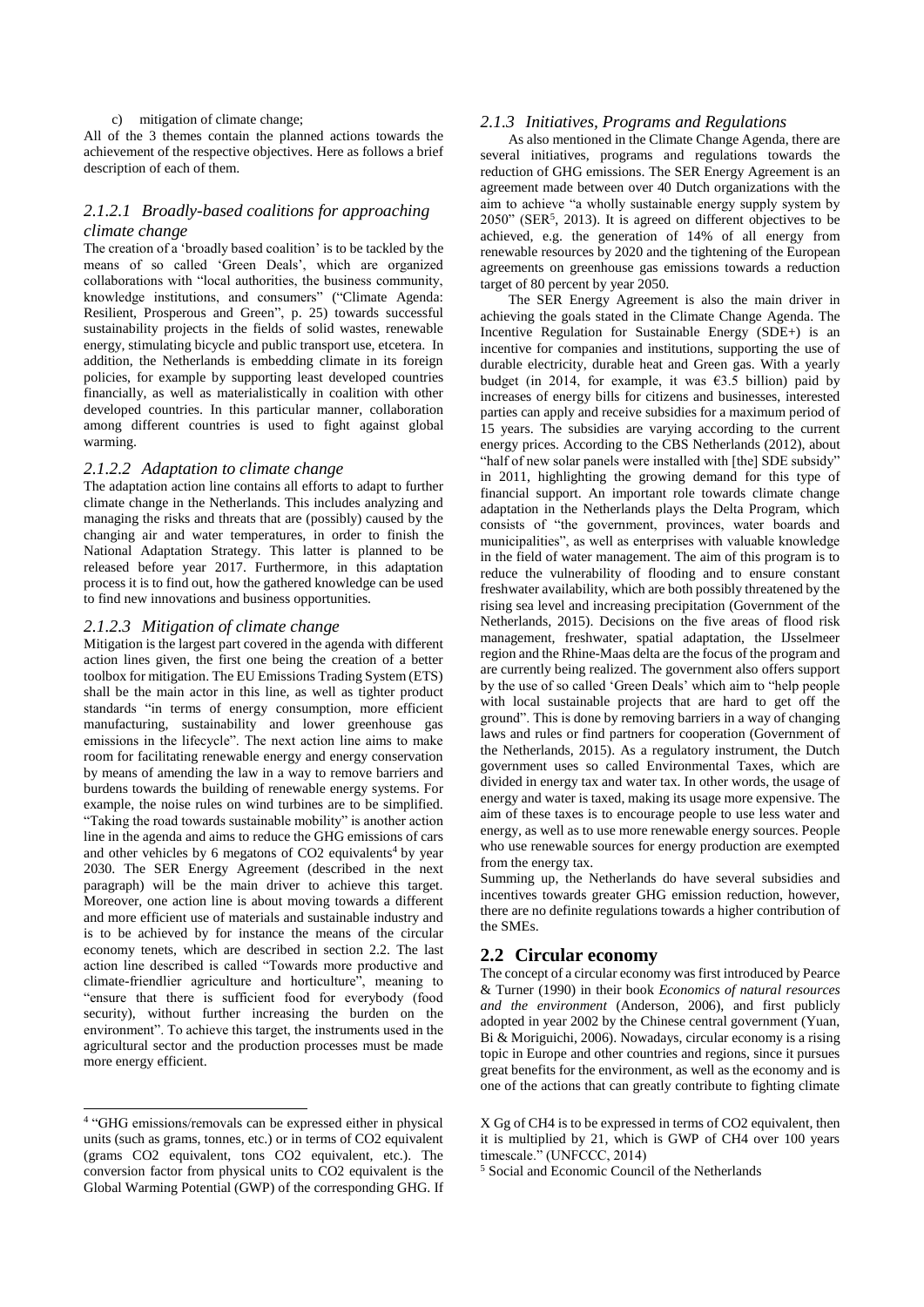c) mitigation of climate change;

All of the 3 themes contain the planned actions towards the achievement of the respective objectives. Here as follows a brief description of each of them.

#### 2.1.2.1 Broadly-based coalitions for approaching climate change

The creation of a 'broadly based coalition' is to be tackled by the means of so called 'Green Deals', which are organized collaborations with "local authorities, the business community, knowledge institutions, and consumers" ("Climate Agenda: Resilient, Prosperous and Green", p. 25) towards successful sustainability projects in the fields of solid wastes, renewable energy, stimulating bicycle and public transport use, etcetera. In addition, the Netherlands is embedding climate in its foreign policies, for example by supporting least developed countries financially, as well as materialistically in coalition with other developed countries. In this particular manner, collaboration among different countries is used to fight against global warming.

#### 2.1.2.2 Adaptation to climate change

The adaptation action line contains all efforts to adapt to further climate change in the Netherlands. This includes analyzing and managing the risks and threats that are (possibly) caused by the changing air and water temperatures, in order to finish the National Adaptation Strategy. This latter is planned to be released before year 2017. Furthermore, in this adaptation process it is to find out, how the gathered knowledge can be used to find new innovations and business opportunities.

#### 2.1.2.3 Mitigation of climate change

Mitigation is the largest part covered in the agenda with different action lines given, the first one being the creation of a better toolbox for mitigation. The EU Emissions Trading System (ETS) shall be the main actor in this line, as well as tighter product standards "in terms of energy consumption, more efficient manufacturing, sustainability and lower greenhouse gas emissions in the lifecycle". The next action line aims to make room for facilitating renewable energy and energy conservation by means of amending the law in a way to remove barriers and burdens towards the building of renewable energy systems. For example, the noise rules on wind turbines are to be simplified. "Taking the road towards sustainable mobility" is another action line in the agenda and aims to reduce the GHG emissions of cars and other vehicles by 6 megatons of CO2 equivalents[4] by year 2030. The SER Energy Agreement (described in the next paragraph) will be the main driver to achieve this target. Moreover, one action line is about moving towards a different and more efficient use of materials and sustainable industry and is to be achieved by for instance the means of the circular economy tenets, which are described in section 2.2. The last action line described is called "Towards more productive and climate-friendlier agriculture and horticulture", meaning to "ensure that there is sufficient food for everybody (food security), without further increasing the burden on the environment". To achieve this target, the instruments used in the agricultural sector and the production processes must be made more energy efficient.

### 2.1.3 Initiatives, Programs and Regulations

As also mentioned in the Climate Change Agenda, there are several initiatives, programs and regulations towards the reduction of GHG emissions. The SER Energy Agreement is an agreement made between over 40 Dutch organizations with the aim to achieve "a wholly sustainable energy supply system by 2050" (SER[5], 2013). It is agreed on different objectives to be achieved, e.g. the generation of 14% of all energy from renewable resources by 2020 and the tightening of the European agreements on greenhouse gas emissions towards a reduction target of 80 percent by year 2050.

The SER Energy Agreement is also the main driver in achieving the goals stated in the Climate Change Agenda. The Incentive Regulation for Sustainable Energy (SDE+) is an incentive for companies and institutions, supporting the use of durable electricity, durable heat and Green gas. With a yearly budget (in 2014, for example, it was €3.5 billion) paid by increases of energy bills for citizens and businesses, interested parties can apply and receive subsidies for a maximum period of 15 years. The subsidies are varying according to the current energy prices. According to the CBS Netherlands (2012), about "half of new solar panels were installed with [the] SDE subsidy" in 2011, highlighting the growing demand for this type of financial support. An important role towards climate change adaptation in the Netherlands plays the Delta Program, which consists of "the government, provinces, water boards and municipalities", as well as enterprises with valuable knowledge in the field of water management. The aim of this program is to reduce the vulnerability of flooding and to ensure constant freshwater availability, which are both possibly threatened by the rising sea level and increasing precipitation (Government of the Netherlands, 2015). Decisions on the five areas of flood risk management, freshwater, spatial adaptation, the IJsselmeer region and the Rhine-Maas delta are the focus of the program and are currently being realized. The government also offers support by the use of so called 'Green Deals' which aim to "help people with local sustainable projects that are hard to get off the ground". This is done by removing barriers in a way of changing laws and rules or find partners for cooperation (Government of the Netherlands, 2015). As a regulatory instrument, the Dutch government uses so called Environmental Taxes, which are divided in energy tax and water tax. In other words, the usage of energy and water is taxed, making its usage more expensive. The aim of these taxes is to encourage people to use less water and energy, as well as to use more renewable energy sources. People who use renewable sources for energy production are exempted from the energy tax.

Summing up, the Netherlands do have several subsidies and incentives towards greater GHG emission reduction, however, there are no definite regulations towards a higher contribution of the SMEs.

## 2.2 Circular economy

The concept of a circular economy was first introduced by Pearce & Turner (1990) in their book *Economics of natural resources and the environment* (Anderson, 2006), and first publicly adopted in year 2002 by the Chinese central government (Yuan, Bi & Moriguichi, 2006). Nowadays, circular economy is a rising topic in Europe and other countries and regions, since it pursues great benefits for the environment, as well as the economy and is one of the actions that can greatly contribute to fighting climate

---

[4] "GHG emissions/removals can be expressed either in physical units (such as grams, tonnes, etc.) or in terms of CO2 equivalent (grams CO2 equivalent, tons CO2 equivalent, etc.). The conversion factor from physical units to CO2 equivalent is the Global Warming Potential (GWP) of the corresponding GHG. If X Gg of CH4 is to be expressed in terms of CO2 equivalent, then it is multiplied by 21, which is GWP of CH4 over 100 years timescale." (UNFCCC, 2014)

[5] Social and Economic Council of the Netherlands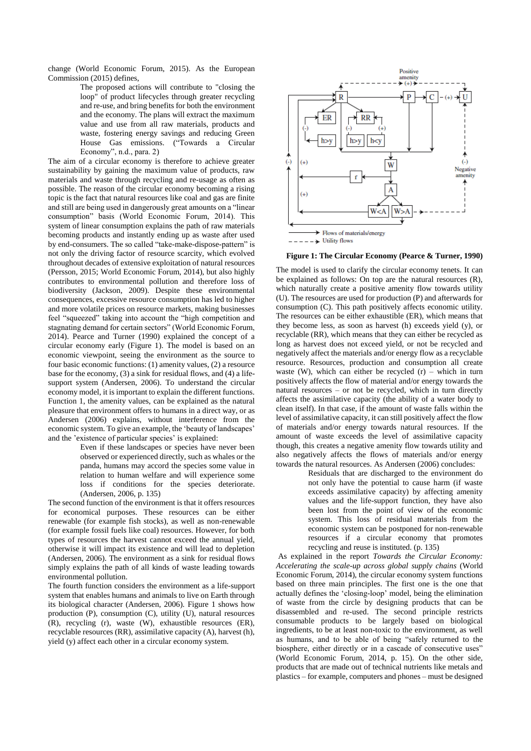change (World Economic Forum, 2015). As the European Commission (2015) defines,

> The proposed actions will contribute to "closing the loop" of product lifecycles through greater recycling and re-use, and bring benefits for both the environment and the economy. The plans will extract the maximum value and use from all raw materials, products and waste, fostering energy savings and reducing Green House Gas emissions. ("Towards a Circular Economy", n.d., para. 2)

The aim of a circular economy is therefore to achieve greater sustainability by gaining the maximum value of products, raw materials and waste through recycling and re-usage as often as possible. The reason of the circular economy becoming a rising topic is the fact that natural resources like coal and gas are finite and still are being used in dangerously great amounts on a "linear consumption" basis (World Economic Forum, 2014). This system of linear consumption explains the path of raw materials becoming products and instantly ending up as waste after used by end-consumers. The so called "take-make-dispose-pattern" is not only the driving factor of resource scarcity, which evolved throughout decades of extensive exploitation of natural resources (Persson, 2015; World Economic Forum, 2014), but also highly contributes to environmental pollution and therefore loss of biodiversity (Jackson, 2009). Despite these environmental consequences, excessive resource consumption has led to higher and more volatile prices on resource markets, making businesses feel "squeezed" taking into account the "high competition and stagnating demand for certain sectors" (World Economic Forum, 2014). Pearce and Turner (1990) explained the concept of a circular economy early (Figure 1). The model is based on an economic viewpoint, seeing the environment as the source to four basic economic functions: (1) amenity values, (2) a resource base for the economy, (3) a sink for residual flows, and (4) a life-support system (Andersen, 2006). To understand the circular economy model, it is important to explain the different functions. Function 1, the amenity values, can be explained as the natural pleasure that environment offers to humans in a direct way, or as Andersen (2006) explains, without interference from the economic system. To give an example, the 'beauty of landscapes' and the 'existence of particular species' is explained:

> Even if these landscapes or species have never been observed or experienced directly, such as whales or the panda, humans may accord the species some value in relation to human welfare and will experience some loss if conditions for the species deteriorate. (Andersen, 2006, p. 135)

The second function of the environment is that it offers resources for economical purposes. These resources can be either renewable (for example fish stocks), as well as non-renewable (for example fossil fuels like coal) resources. However, for both types of resources the harvest cannot exceed the annual yield, otherwise it will impact its existence and will lead to depletion (Andersen, 2006). The environment as a sink for residual flows simply explains the path of all kinds of waste leading towards environmental pollution.

The fourth function considers the environment as a life-support system that enables humans and animals to live on Earth through its biological character (Andersen, 2006). Figure 1 shows how production (P), consumption (C), utility (U), natural resources (R), recycling (r), waste (W), exhaustible resources (ER), recyclable resources (RR), assimilative capacity (A), harvest (h), yield (y) affect each other in a circular economy system.

**Figure 1: The Circular Economy (Pearce & Turner, 1990)**

The model is used to clarify the circular economy tenets. It can be explained as follows: On top are the natural resources (R), which naturally create a positive amenity flow towards utility (U). The resources are used for production (P) and afterwards for consumption (C). This path positively affects economic utility. The resources can be either exhaustible (ER), which means that they become less, as soon as harvest (h) exceeds yield (y), or recyclable (RR), which means that they can either be recycled as long as harvest does not exceed yield, or not be recycled and negatively affect the materials and/or energy flow as a recyclable resource. Resources, production and consumption all create waste (W), which can either be recycled (r) – which in turn positively affects the flow of material and/or energy towards the natural resources – or not be recycled, which in turn directly affects the assimilative capacity (the ability of a water body to clean itself). In that case, if the amount of waste falls within the level of assimilative capacity, it can still positively affect the flow of materials and/or energy towards natural resources. If the amount of waste exceeds the level of assimilative capacity though, this creates a negative amenity flow towards utility and also negatively affects the flows of materials and/or energy towards the natural resources. As Andersen (2006) concludes:

> Residuals that are discharged to the environment do not only have the potential to cause harm (if waste exceeds assimilative capacity) by affecting amenity values and the life-support function, they have also been lost from the point of view of the economic system. This loss of residual materials from the economic system can be postponed for non-renewable resources if a circular economy that promotes recycling and reuse is instituted. (p. 135)

As explained in the report *Towards the Circular Economy: Accelerating the scale-up across global supply chains* (World Economic Forum, 2014), the circular economy system functions based on three main principles. The first one is the one that actually defines the 'closing-loop' model, being the elimination of waste from the circle by designing products that can be disassembled and re-used. The second principle restricts consumable products to be largely based on biological ingredients, to be at least non-toxic to the environment, as well as humans, and to be able of being "safely returned to the biosphere, either directly or in a cascade of consecutive uses" (World Economic Forum, 2014, p. 15). On the other side, products that are made out of technical nutrients like metals and plastics – for example, computers and phones – must be designed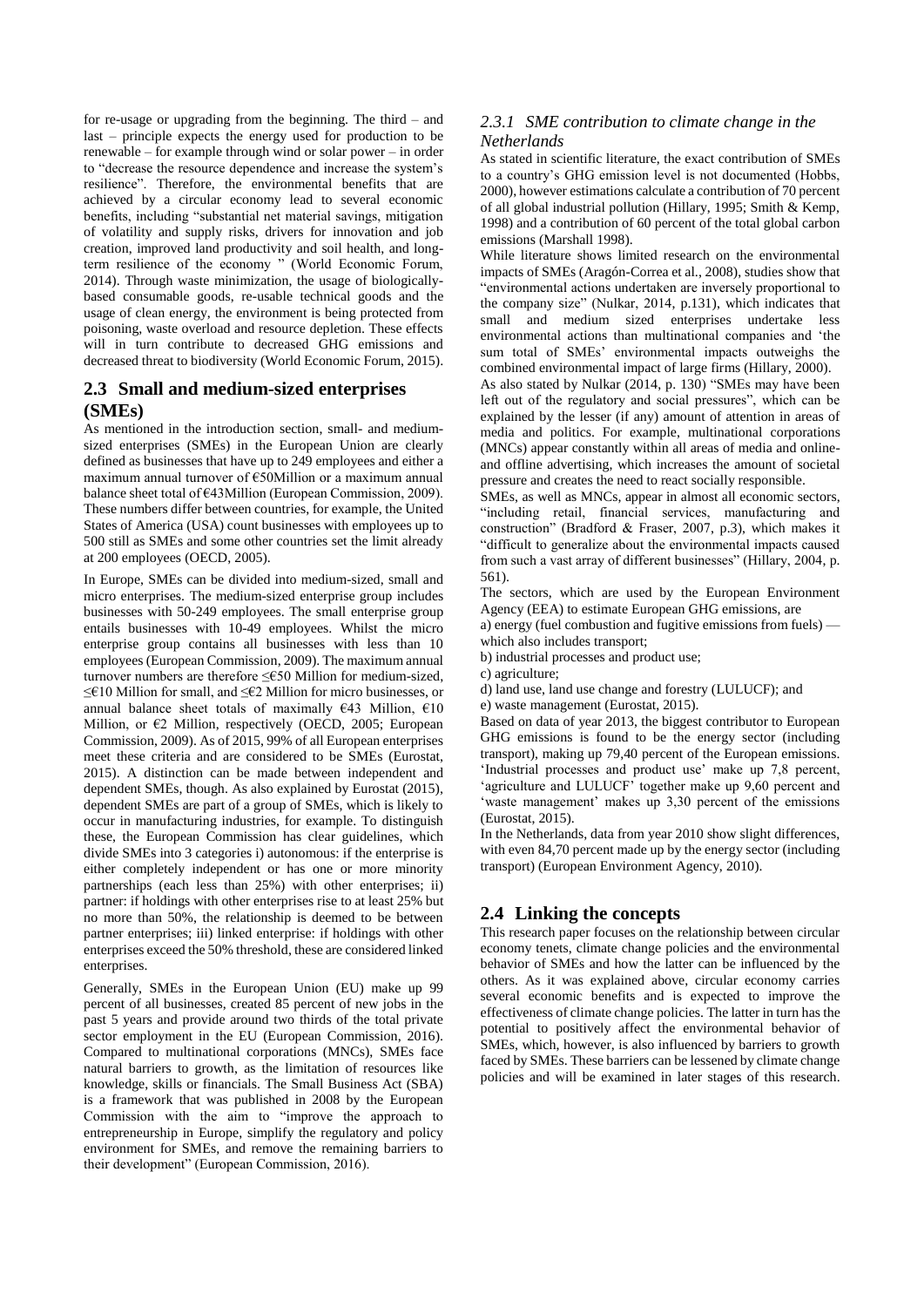for re-usage or upgrading from the beginning. The third – and last – principle expects the energy used for production to be renewable – for example through wind or solar power – in order to "decrease the resource dependence and increase the system's resilience". Therefore, the environmental benefits that are achieved by a circular economy lead to several economic benefits, including "substantial net material savings, mitigation of volatility and supply risks, drivers for innovation and job creation, improved land productivity and soil health, and long-term resilience of the economy " (World Economic Forum, 2014). Through waste minimization, the usage of biologically-based consumable goods, re-usable technical goods and the usage of clean energy, the environment is being protected from poisoning, waste overload and resource depletion. These effects will in turn contribute to decreased GHG emissions and decreased threat to biodiversity (World Economic Forum, 2015).

## 2.3 Small and medium-sized enterprises (SMEs)

As mentioned in the introduction section, small- and medium-sized enterprises (SMEs) in the European Union are clearly defined as businesses that have up to 249 employees and either a maximum annual turnover of €50Million or a maximum annual balance sheet total of €43Million (European Commission, 2009). These numbers differ between countries, for example, the United States of America (USA) count businesses with employees up to 500 still as SMEs and some other countries set the limit already at 200 employees (OECD, 2005).

In Europe, SMEs can be divided into medium-sized, small and micro enterprises. The medium-sized enterprise group includes businesses with 50-249 employees. The small enterprise group entails businesses with 10-49 employees. Whilst the micro enterprise group contains all businesses with less than 10 employees (European Commission, 2009). The maximum annual turnover numbers are therefore ≤€50 Million for medium-sized, ≤€10 Million for small, and ≤€2 Million for micro businesses, or annual balance sheet totals of maximally €43 Million, €10 Million, or €2 Million, respectively (OECD, 2005; European Commission, 2009). As of 2015, 99% of all European enterprises meet these criteria and are considered to be SMEs (Eurostat, 2015). A distinction can be made between independent and dependent SMEs, though. As also explained by Eurostat (2015), dependent SMEs are part of a group of SMEs, which is likely to occur in manufacturing industries, for example. To distinguish these, the European Commission has clear guidelines, which divide SMEs into 3 categories i) autonomous: if the enterprise is either completely independent or has one or more minority partnerships (each less than 25%) with other enterprises; ii) partner: if holdings with other enterprises rise to at least 25% but no more than 50%, the relationship is deemed to be between partner enterprises; iii) linked enterprise: if holdings with other enterprises exceed the 50% threshold, these are considered linked enterprises.

Generally, SMEs in the European Union (EU) make up 99 percent of all businesses, created 85 percent of new jobs in the past 5 years and provide around two thirds of the total private sector employment in the EU (European Commission, 2016). Compared to multinational corporations (MNCs), SMEs face natural barriers to growth, as the limitation of resources like knowledge, skills or financials. The Small Business Act (SBA) is a framework that was published in 2008 by the European Commission with the aim to "improve the approach to entrepreneurship in Europe, simplify the regulatory and policy environment for SMEs, and remove the remaining barriers to their development" (European Commission, 2016).

### *2.3.1 SME contribution to climate change in the Netherlands*

As stated in scientific literature, the exact contribution of SMEs to a country's GHG emission level is not documented (Hobbs, 2000), however estimations calculate a contribution of 70 percent of all global industrial pollution (Hillary, 1995; Smith & Kemp, 1998) and a contribution of 60 percent of the total global carbon emissions (Marshall 1998).

While literature shows limited research on the environmental impacts of SMEs (Aragón-Correa et al., 2008), studies show that "environmental actions undertaken are inversely proportional to the company size" (Nulkar, 2014, p.131), which indicates that small and medium sized enterprises undertake less environmental actions than multinational companies and 'the sum total of SMEs' environmental impacts outweighs the combined environmental impact of large firms (Hillary, 2000).

As also stated by Nulkar (2014, p. 130) "SMEs may have been left out of the regulatory and social pressures", which can be explained by the lesser (if any) amount of attention in areas of media and politics. For example, multinational corporations (MNCs) appear constantly within all areas of media and online- and offline advertising, which increases the amount of societal pressure and creates the need to react socially responsible.

SMEs, as well as MNCs, appear in almost all economic sectors, "including retail, financial services, manufacturing and construction" (Bradford & Fraser, 2007, p.3), which makes it "difficult to generalize about the environmental impacts caused from such a vast array of different businesses" (Hillary, 2004, p. 561).

The sectors, which are used by the European Environment Agency (EEA) to estimate European GHG emissions, are

a) energy (fuel combustion and fugitive emissions from fuels) — which also includes transport;

b) industrial processes and product use;

c) agriculture;

d) land use, land use change and forestry (LULUCF); and

e) waste management (Eurostat, 2015).

Based on data of year 2013, the biggest contributor to European GHG emissions is found to be the energy sector (including transport), making up 79,40 percent of the European emissions. 'Industrial processes and product use' make up 7,8 percent, 'agriculture and LULUCF' together make up 9,60 percent and 'waste management' makes up 3,30 percent of the emissions (Eurostat, 2015).

In the Netherlands, data from year 2010 show slight differences, with even 84,70 percent made up by the energy sector (including transport) (European Environment Agency, 2010).

## 2.4 Linking the concepts

This research paper focuses on the relationship between circular economy tenets, climate change policies and the environmental behavior of SMEs and how the latter can be influenced by the others. As it was explained above, circular economy carries several economic benefits and is expected to improve the effectiveness of climate change policies. The latter in turn has the potential to positively affect the environmental behavior of SMEs, which, however, is also influenced by barriers to growth faced by SMEs. These barriers can be lessened by climate change policies and will be examined in later stages of this research.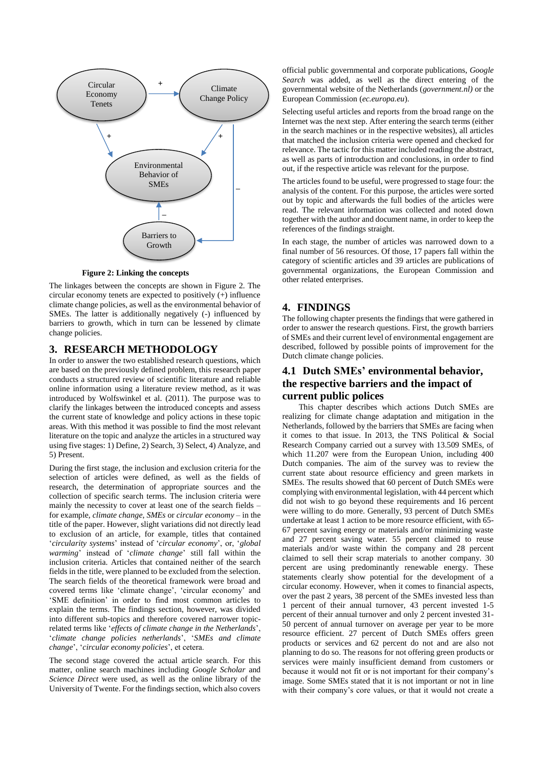**Figure 2: Linking the concepts**

The linkages between the concepts are shown in Figure 2. The circular economy tenets are expected to positively (+) influence climate change policies, as well as the environmental behavior of SMEs. The latter is additionally negatively (-) influenced by barriers to growth, which in turn can be lessened by climate change policies.

## 3. RESEARCH METHODOLOGY

In order to answer the two established research questions, which are based on the previously defined problem, this research paper conducts a structured review of scientific literature and reliable online information using a literature review method, as it was introduced by Wolfswinkel et al. (2011). The purpose was to clarify the linkages between the introduced concepts and assess the current state of knowledge and policy actions in these topic areas. With this method it was possible to find the most relevant literature on the topic and analyze the articles in a structured way using five stages: 1) Define, 2) Search, 3) Select, 4) Analyze, and 5) Present.

During the first stage, the inclusion and exclusion criteria for the selection of articles were defined, as well as the fields of research, the determination of appropriate sources and the collection of specific search terms. The inclusion criteria were mainly the necessity to cover at least one of the search fields – for example, *climate change, SMEs* or *circular economy* – in the title of the paper. However, slight variations did not directly lead to exclusion of an article, for example, titles that contained '*circularity systems*' instead of '*circular economy*', or, '*global warming*' instead of '*climate change*' still fall within the inclusion criteria. Articles that contained neither of the search fields in the title, were planned to be excluded from the selection. The search fields of the theoretical framework were broad and covered terms like 'climate change', 'circular economy' and 'SME definition' in order to find most common articles to explain the terms. The findings section, however, was divided into different sub-topics and therefore covered narrower topic-related terms like '*effects of climate change in the Netherlands*', '*climate change policies netherlands*', '*SMEs and climate change*', '*circular economy policies*', et cetera.

The second stage covered the actual article search. For this matter, online search machines including *Google Scholar* and *Science Direct* were used, as well as the online library of the University of Twente. For the findings section, which also covers official public governmental and corporate publications, *Google Search* was added, as well as the direct entering of the governmental website of the Netherlands (*government.nl)* or the European Commission (*ec.europa.eu*).

Selecting useful articles and reports from the broad range on the Internet was the next step. After entering the search terms (either in the search machines or in the respective websites), all articles that matched the inclusion criteria were opened and checked for relevance. The tactic for this matter included reading the abstract, as well as parts of introduction and conclusions, in order to find out, if the respective article was relevant for the purpose.

The articles found to be useful, were progressed to stage four: the analysis of the content. For this purpose, the articles were sorted out by topic and afterwards the full bodies of the articles were read. The relevant information was collected and noted down together with the author and document name, in order to keep the references of the findings straight.

In each stage, the number of articles was narrowed down to a final number of 56 resources. Of those, 17 papers fall within the category of scientific articles and 39 articles are publications of governmental organizations, the European Commission and other related enterprises.

## 4. FINDINGS

The following chapter presents the findings that were gathered in order to answer the research questions. First, the growth barriers of SMEs and their current level of environmental engagement are described, followed by possible points of improvement for the Dutch climate change policies.

### 4.1 Dutch SMEs' environmental behavior, the respective barriers and the impact of current public polices

This chapter describes which actions Dutch SMEs are realizing for climate change adaptation and mitigation in the Netherlands, followed by the barriers that SMEs are facing when it comes to that issue. In 2013, the TNS Political & Social Research Company carried out a survey with 13.509 SMEs, of which 11.207 were from the European Union, including 400 Dutch companies. The aim of the survey was to review the current state about resource efficiency and green markets in SMEs. The results showed that 60 percent of Dutch SMEs were complying with environmental legislation, with 44 percent which did not wish to go beyond these requirements and 16 percent were willing to do more. Generally, 93 percent of Dutch SMEs undertake at least 1 action to be more resource efficient, with 65-67 percent saving energy or materials and/or minimizing waste and 27 percent saving water. 55 percent claimed to reuse materials and/or waste within the company and 28 percent claimed to sell their scrap materials to another company. 30 percent are using predominantly renewable energy. These statements clearly show potential for the development of a circular economy. However, when it comes to financial aspects, over the past 2 years, 38 percent of the SMEs invested less than 1 percent of their annual turnover, 43 percent invested 1-5 percent of their annual turnover and only 2 percent invested 31-50 percent of annual turnover on average per year to be more resource efficient. 27 percent of Dutch SMEs offers green products or services and 62 percent do not and are also not planning to do so. The reasons for not offering green products or services were mainly insufficient demand from customers or because it would not fit or is not important for their company's image. Some SMEs stated that it is not important or not in line with their company's core values, or that it would not create a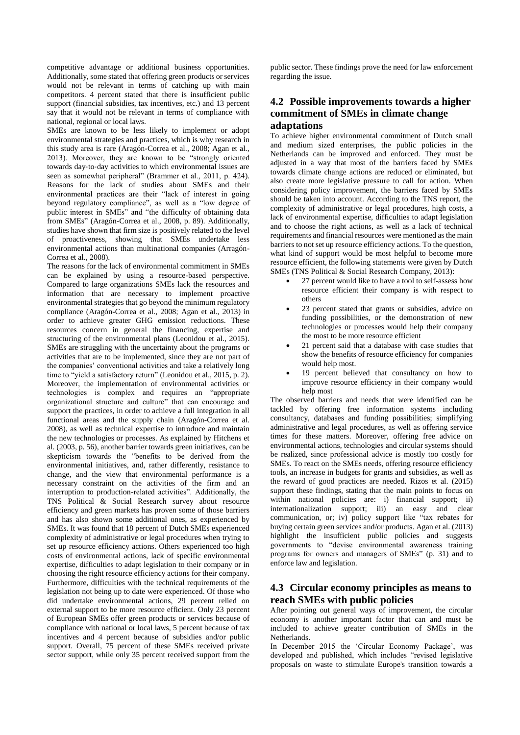competitive advantage or additional business opportunities. Additionally, some stated that offering green products or services would not be relevant in terms of catching up with main competitors. 4 percent stated that there is insufficient public support (financial subsidies, tax incentives, etc.) and 13 percent say that it would not be relevant in terms of compliance with national, regional or local laws.

SMEs are known to be less likely to implement or adopt environmental strategies and practices, which is why research in this study area is rare (Aragón-Correa et al., 2008; Agan et al., 2013). Moreover, they are known to be "strongly oriented towards day-to-day activities to which environmental issues are seen as somewhat peripheral" (Brammer et al., 2011, p. 424). Reasons for the lack of studies about SMEs and their environmental practices are their "lack of interest in going beyond regulatory compliance", as well as a "low degree of public interest in SMEs" and "the difficulty of obtaining data from SMEs" (Aragón-Correa et al., 2008, p. 89). Additionally, studies have shown that firm size is positively related to the level of proactiveness, showing that SMEs undertake less environmental actions than multinational companies (Arragón-Correa et al., 2008).

The reasons for the lack of environmental commitment in SMEs can be explained by using a resource-based perspective. Compared to large organizations SMEs lack the resources and information that are necessary to implement proactive environmental strategies that go beyond the minimum regulatory compliance (Aragón-Correa et al., 2008; Agan et al., 2013) in order to achieve greater GHG emission reductions. These resources concern in general the financing, expertise and structuring of the environmental plans (Leonidou et al., 2015). SMEs are struggling with the uncertainty about the programs or activities that are to be implemented, since they are not part of the companies' conventional activities and take a relatively long time to "yield a satisfactory return" (Leonidou et al., 2015, p. 2). Moreover, the implementation of environmental activities or technologies is complex and requires an "appropriate organizational structure and culture" that can encourage and support the practices, in order to achieve a full integration in all functional areas and the supply chain (Aragón-Correa et al. 2008), as well as technical expertise to introduce and maintain the new technologies or processes. As explained by Hitchens et al. (2003, p. 56), another barrier towards green initiatives, can be skepticism towards the "benefits to be derived from the environmental initiatives, and, rather differently, resistance to change, and the view that environmental performance is a necessary constraint on the activities of the firm and an interruption to production-related activities". Additionally, the TNS Political & Social Research survey about resource efficiency and green markets has proven some of those barriers and has also shown some additional ones, as experienced by SMEs. It was found that 18 percent of Dutch SMEs experienced complexity of administrative or legal procedures when trying to set up resource efficiency actions. Others experienced too high costs of environmental actions, lack of specific environmental expertise, difficulties to adapt legislation to their company or in choosing the right resource efficiency actions for their company. Furthermore, difficulties with the technical requirements of the legislation not being up to date were experienced. Of those who did undertake environmental actions, 29 percent relied on external support to be more resource efficient. Only 23 percent of European SMEs offer green products or services because of compliance with national or local laws, 5 percent because of tax incentives and 4 percent because of subsidies and/or public support. Overall, 75 percent of these SMEs received private sector support, while only 35 percent received support from the public sector. These findings prove the need for law enforcement regarding the issue.

## 4.2 Possible improvements towards a higher commitment of SMEs in climate change adaptations

To achieve higher environmental commitment of Dutch small and medium sized enterprises, the public policies in the Netherlands can be improved and enforced. They must be adjusted in a way that most of the barriers faced by SMEs towards climate change actions are reduced or eliminated, but also create more legislative pressure to call for action. When considering policy improvement, the barriers faced by SMEs should be taken into account. According to the TNS report, the complexity of administrative or legal procedures, high costs, a lack of environmental expertise, difficulties to adapt legislation and to choose the right actions, as well as a lack of technical requirements and financial resources were mentioned as the main barriers to not set up resource efficiency actions. To the question, what kind of support would be most helpful to become more resource efficient, the following statements were given by Dutch SMEs (TNS Political & Social Research Company, 2013):

- 27 percent would like to have a tool to self-assess how resource efficient their company is with respect to others
- 23 percent stated that grants or subsidies, advice on funding possibilities, or the demonstration of new technologies or processes would help their company the most to be more resource efficient
- 21 percent said that a database with case studies that show the benefits of resource efficiency for companies would help most.
- 19 percent believed that consultancy on how to improve resource efficiency in their company would help most

The observed barriers and needs that were identified can be tackled by offering free information systems including consultancy, databases and funding possibilities; simplifying administrative and legal procedures, as well as offering service times for these matters. Moreover, offering free advice on environmental actions, technologies and circular systems should be realized, since professional advice is mostly too costly for SMEs. To react on the SMEs needs, offering resource efficiency tools, an increase in budgets for grants and subsidies, as well as the reward of good practices are needed. Rizos et al. (2015) support these findings, stating that the main points to focus on within national policies are: i) financial support; ii) internationalization support; iii) an easy and clear communication, or; iv) policy support like "tax rebates for buying certain green services and/or products. Agan et al. (2013) highlight the insufficient public policies and suggests governments to "devise environmental awareness training programs for owners and managers of SMEs" (p. 31) and to enforce law and legislation.

## 4.3 Circular economy principles as means to reach SMEs with public policies

After pointing out general ways of improvement, the circular economy is another important factor that can and must be included to achieve greater contribution of SMEs in the Netherlands.

In December 2015 the 'Circular Economy Package', was developed and published, which includes "revised legislative proposals on waste to stimulate Europe's transition towards a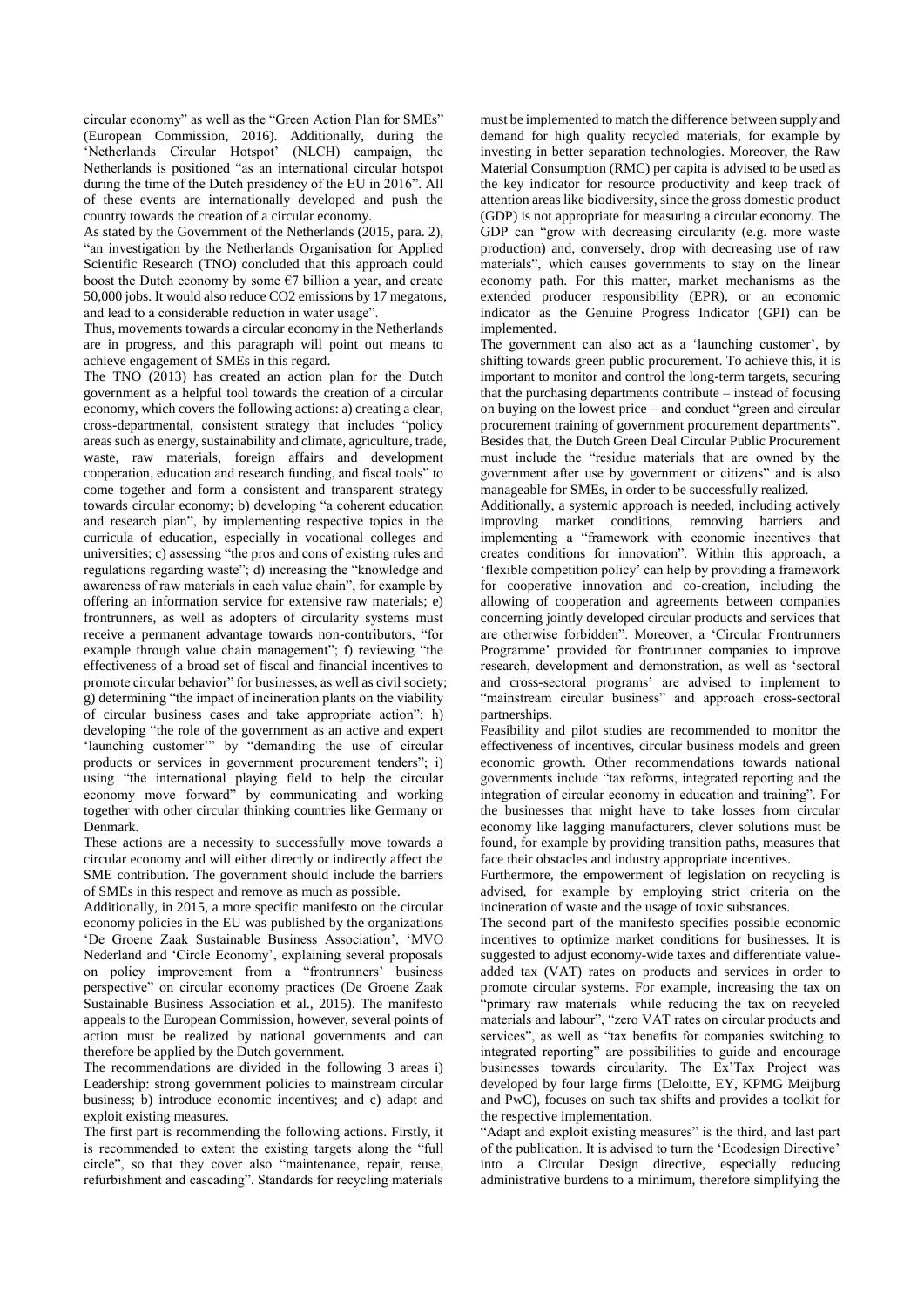circular economy" as well as the "Green Action Plan for SMEs" (European Commission, 2016). Additionally, during the 'Netherlands Circular Hotspot' (NLCH) campaign, the Netherlands is positioned "as an international circular hotspot during the time of the Dutch presidency of the EU in 2016". All of these events are internationally developed and push the country towards the creation of a circular economy.

As stated by the Government of the Netherlands (2015, para. 2), "an investigation by the Netherlands Organisation for Applied Scientific Research (TNO) concluded that this approach could boost the Dutch economy by some €7 billion a year, and create 50,000 jobs. It would also reduce $CO_2$ emissions by 17 megatons, and lead to a considerable reduction in water usage".

Thus, movements towards a circular economy in the Netherlands are in progress, and this paragraph will point out means to achieve engagement of SMEs in this regard.

The TNO (2013) has created an action plan for the Dutch government as a helpful tool towards the creation of a circular economy, which covers the following actions: a) creating a clear, cross-departmental, consistent strategy that includes "policy areas such as energy, sustainability and climate, agriculture, trade, waste, raw materials, foreign affairs and development cooperation, education and research funding, and fiscal tools" to come together and form a consistent and transparent strategy towards circular economy; b) developing "a coherent education and research plan", by implementing respective topics in the curricula of education, especially in vocational colleges and universities; c) assessing "the pros and cons of existing rules and regulations regarding waste"; d) increasing the "knowledge and awareness of raw materials in each value chain", for example by offering an information service for extensive raw materials; e) frontrunners, as well as adopters of circularity systems must receive a permanent advantage towards non-contributors, "for example through value chain management"; f) reviewing "the effectiveness of a broad set of fiscal and financial incentives to promote circular behavior" for businesses, as well as civil society; g) determining "the impact of incineration plants on the viability of circular business cases and take appropriate action"; h) developing "the role of the government as an active and expert 'launching customer'" by "demanding the use of circular products or services in government procurement tenders"; i) using "the international playing field to help the circular economy move forward" by communicating and working together with other circular thinking countries like Germany or Denmark.

These actions are a necessity to successfully move towards a circular economy and will either directly or indirectly affect the SME contribution. The government should include the barriers of SMEs in this respect and remove as much as possible.

Additionally, in 2015, a more specific manifesto on the circular economy policies in the EU was published by the organizations 'De Groene Zaak Sustainable Business Association', 'MVO Nederland and 'Circle Economy', explaining several proposals on policy improvement from a "frontrunners' business perspective" on circular economy practices (De Groene Zaak Sustainable Business Association et al., 2015). The manifesto appeals to the European Commission, however, several points of action must be realized by national governments and can therefore be applied by the Dutch government.

The recommendations are divided in the following 3 areas i) Leadership: strong government policies to mainstream circular business; b) introduce economic incentives; and c) adapt and exploit existing measures.

The first part is recommending the following actions. Firstly, it is recommended to extent the existing targets along the "full circle", so that they cover also "maintenance, repair, reuse, refurbishment and cascading". Standards for recycling materials must be implemented to match the difference between supply and demand for high quality recycled materials, for example by investing in better separation technologies. Moreover, the Raw Material Consumption (RMC) per capita is advised to be used as the key indicator for resource productivity and keep track of attention areas like biodiversity, since the gross domestic product (GDP) is not appropriate for measuring a circular economy. The GDP can "grow with decreasing circularity (e.g. more waste production) and, conversely, drop with decreasing use of raw materials", which causes governments to stay on the linear economy path. For this matter, market mechanisms as the extended producer responsibility (EPR), or an economic indicator as the Genuine Progress Indicator (GPI) can be implemented.

The government can also act as a 'launching customer', by shifting towards green public procurement. To achieve this, it is important to monitor and control the long-term targets, securing that the purchasing departments contribute – instead of focusing on buying on the lowest price – and conduct "green and circular procurement training of government procurement departments". Besides that, the Dutch Green Deal Circular Public Procurement must include the "residue materials that are owned by the government after use by government or citizens" and is also manageable for SMEs, in order to be successfully realized.

Additionally, a systemic approach is needed, including actively improving market conditions, removing barriers and implementing a "framework with economic incentives that creates conditions for innovation". Within this approach, a 'flexible competition policy' can help by providing a framework for cooperative innovation and co-creation, including the allowing of cooperation and agreements between companies concerning jointly developed circular products and services that are otherwise forbidden". Moreover, a 'Circular Frontrunners Programme' provided for frontrunner companies to improve research, development and demonstration, as well as 'sectoral and cross-sectoral programs' are advised to implement to "mainstream circular business" and approach cross-sectoral partnerships.

Feasibility and pilot studies are recommended to monitor the effectiveness of incentives, circular business models and green economic growth. Other recommendations towards national governments include "tax reforms, integrated reporting and the integration of circular economy in education and training". For the businesses that might have to take losses from circular economy like lagging manufacturers, clever solutions must be found, for example by providing transition paths, measures that face their obstacles and industry appropriate incentives.

Furthermore, the empowerment of legislation on recycling is advised, for example by employing strict criteria on the incineration of waste and the usage of toxic substances.

The second part of the manifesto specifies possible economic incentives to optimize market conditions for businesses. It is suggested to adjust economy-wide taxes and differentiate value-added tax (VAT) rates on products and services in order to promote circular systems. For example, increasing the tax on "primary raw materials while reducing the tax on recycled materials and labour", "zero VAT rates on circular products and services", as well as "tax benefits for companies switching to integrated reporting" are possibilities to guide and encourage businesses towards circularity. The Ex'Tax Project was developed by four large firms (Deloitte, EY, KPMG Meijburg and PwC), focuses on such tax shifts and provides a toolkit for the respective implementation.

"Adapt and exploit existing measures" is the third, and last part of the publication. It is advised to turn the 'Ecodesign Directive' into a Circular Design directive, especially reducing administrative burdens to a minimum, therefore simplifying the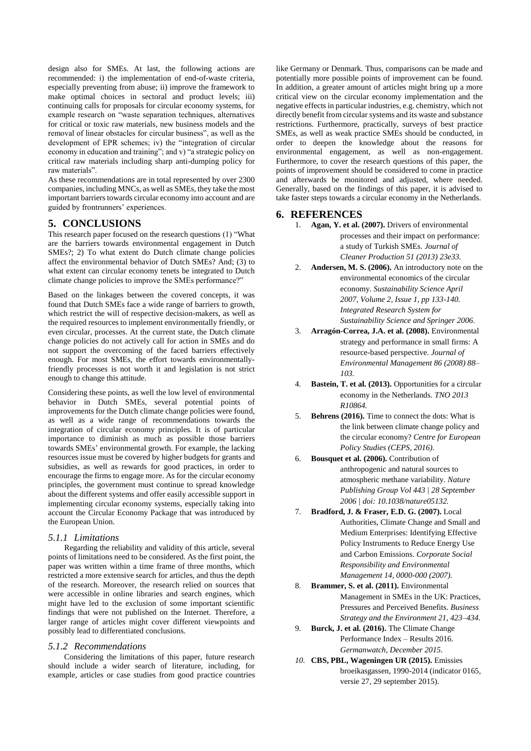design also for SMEs. At last, the following actions are recommended: i) the implementation of end-of-waste criteria, especially preventing from abuse; ii) improve the framework to make optimal choices in sectoral and product levels; iii) continuing calls for proposals for circular economy systems, for example research on "waste separation techniques, alternatives for critical or toxic raw materials, new business models and the removal of linear obstacles for circular business", as well as the development of EPR schemes; iv) the "integration of circular economy in education and training"; and v) "a strategic policy on critical raw materials including sharp anti-dumping policy for raw materials".

As these recommendations are in total represented by over 2300 companies, including MNCs, as well as SMEs, they take the most important barriers towards circular economy into account and are guided by frontrunners' experiences.

# 5. CONCLUSIONS

This research paper focused on the research questions (1) "What are the barriers towards environmental engagement in Dutch SMEs?; 2) To what extent do Dutch climate change policies affect the environmental behavior of Dutch SMEs? And; (3) to what extent can circular economy tenets be integrated to Dutch climate change policies to improve the SMEs performance?"

Based on the linkages between the covered concepts, it was found that Dutch SMEs face a wide range of barriers to growth, which restrict the will of respective decision-makers, as well as the required resources to implement environmentally friendly, or even circular, processes. At the current state, the Dutch climate change policies do not actively call for action in SMEs and do not support the overcoming of the faced barriers effectively enough. For most SMEs, the effort towards environmentally-friendly processes is not worth it and legislation is not strict enough to change this attitude.

Considering these points, as well the low level of environmental behavior in Dutch SMEs, several potential points of improvements for the Dutch climate change policies were found, as well as a wide range of recommendations towards the integration of circular economy principles. It is of particular importance to diminish as much as possible those barriers towards SMEs' environmental growth. For example, the lacking resources issue must be covered by higher budgets for grants and subsidies, as well as rewards for good practices, in order to encourage the firms to engage more. As for the circular economy principles, the government must continue to spread knowledge about the different systems and offer easily accessible support in implementing circular economy systems, especially taking into account the Circular Economy Package that was introduced by the European Union.

### *5.1.1 Limitations*

Regarding the reliability and validity of this article, several points of limitations need to be considered. As the first point, the paper was written within a time frame of three months, which restricted a more extensive search for articles, and thus the depth of the research. Moreover, the research relied on sources that were accessible in online libraries and search engines, which might have led to the exclusion of some important scientific findings that were not published on the Internet. Therefore, a larger range of articles might cover different viewpoints and possibly lead to differentiated conclusions.

### *5.1.2 Recommendations*

Considering the limitations of this paper, future research should include a wider search of literature, including, for example, articles or case studies from good practice countries like Germany or Denmark. Thus, comparisons can be made and potentially more possible points of improvement can be found. In addition, a greater amount of articles might bring up a more critical view on the circular economy implementation and the negative effects in particular industries, e.g. chemistry, which not directly benefit from circular systems and its waste and substance restrictions. Furthermore, practically, surveys of best practice SMEs, as well as weak practice SMEs should be conducted, in order to deepen the knowledge about the reasons for environmental engagement, as well as non-engagement. Furthermore, to cover the research questions of this paper, the points of improvement should be considered to come in practice and afterwards be monitored and adjusted, where needed. Generally, based on the findings of this paper, it is advised to take faster steps towards a circular economy in the Netherlands.

# 6. REFERENCES

1. **Agan, Y. et al. (2007).** Drivers of environmental processes and their impact on performance: a study of Turkish SMEs. *Journal of Cleaner Production 51 (2013) 23e33.*
2. **Andersen, M. S. (2006).** An introductory note on the environmental economics of the circular economy. *Sustainability Science April 2007, Volume 2, Issue 1, pp 133-140. Integrated Research System for Sustainability Science and Springer 2006.*
3. **Arragón-Correa, J.A. et al. (2008).** Environmental strategy and performance in small firms: A resource-based perspective. *Journal of Environmental Management 86 (2008) 88–103.*
4. **Bastein, T. et al. (2013).** Opportunities for a circular economy in the Netherlands. *TNO 2013 R10864.*
5. **Behrens (2016).** Time to connect the dots: What is the link between climate change policy and the circular economy? *Centre for European Policy Studies (CEPS, 2016).*
6. **Bousquet et al. (2006).** Contribution of anthropogenic and natural sources to atmospheric methane variability. *Nature Publishing Group Vol 443 | 28 September 2006 | doi: 10.1038/nature05132.*
7. **Bradford, J. & Fraser, E.D. G. (2007).** Local Authorities, Climate Change and Small and Medium Enterprises: Identifying Effective Policy Instruments to Reduce Energy Use and Carbon Emissions. *Corporate Social Responsibility and Environmental Management 14, 0000-000 (2007).*
8. **Brammer, S. et al. (2011).** Environmental Management in SMEs in the UK: Practices, Pressures and Perceived Benefits. *Business Strategy and the Environment 21, 423–434.*
9. **Burck, J. et al. (2016).** The Climate Change Performance Index – Results 2016. *Germanwatch, December 2015.*
10. **CBS, PBL, Wageningen UR (2015).** Emissies broeikasgassen, 1990-2014 (indicator 0165, versie 27, 29 september 2015).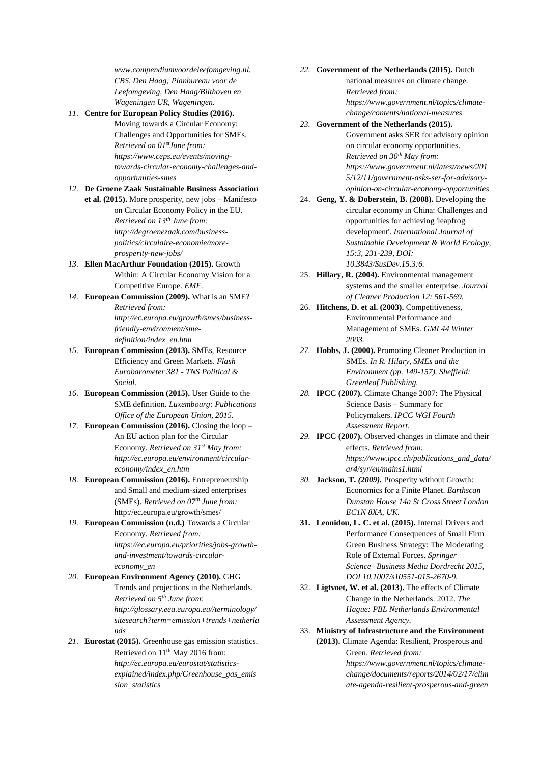*www.compendiumvoordeleefomgeving.nl. CBS, Den Haag; Planbureau voor de Leefomgeving, Den Haag/Bilthoven en Wageningen UR, Wageningen.*

11. **Centre for European Policy Studies (2016).** Moving towards a Circular Economy: Challenges and Opportunities for SMEs. *Retrieved on 01st June from: https://www.ceps.eu/events/moving-towards-circular-economy-challenges-and-opportunities-smes*
12. **De Groene Zaak Sustainable Business Association et al. (2015).** More prosperity, new jobs – Manifesto on Circular Economy Policy in the EU. *Retrieved on 13th June from: http://degroenezaak.com/business-politics/circulaire-economie/more-prosperity-new-jobs/*
13. **Ellen MacArthur Foundation (2015).** Growth Within: A Circular Economy Vision for a Competitive Europe. *EMF.*
14. **European Commission (2009).** What is an SME? *Retrieved from: http://ec.europa.eu/growth/smes/business-friendly-environment/sme-definition/index_en.htm*
15. **European Commission (2013).** SMEs, Resource Efficiency and Green Markets. *Flash Eurobarometer 381 - TNS Political & Social.*
16. **European Commission (2015).** User Guide to the SME definition. *Luxembourg: Publications Office of the European Union, 2015.*
17. **European Commission (2016).** Closing the loop – An EU action plan for the Circular Economy. *Retrieved on 31st May from: http://ec.europa.eu/environment/circular-economy/index_en.htm*
18. **European Commission (2016).** Entrepreneurship and Small and medium-sized enterprises (SMEs). *Retrieved on 07th June from:* http://ec.europa.eu/growth/smes/
19. **European Commission (n.d.)** Towards a Circular Economy. *Retrieved from: https://ec.europa.eu/priorities/jobs-growth-and-investment/towards-circular-economy_en*
20. **European Environment Agency (2010).** GHG Trends and projections in the Netherlands. *Retrieved on 5th June from: http://glossary.eea.europa.eu//terminology/sitesearch?term=emission+trends+netherlands*
21. **Eurostat (2015).** Greenhouse gas emission statistics. Retrieved on 11th May 2016 from: *http://ec.europa.eu/eurostat/statistics-explained/index.php/Greenhouse_gas_emission_statistics*
22. **Government of the Netherlands (2015).** Dutch national measures on climate change. *Retrieved from: https://www.government.nl/topics/climate-change/contents/national-measures*
23. **Government of the Netherlands (2015).** Government asks SER for advisory opinion on circular economy opportunities. *Retrieved on 30th May from: https://www.government.nl/latest/news/2015/12/11/government-asks-ser-for-advisory-opinion-on-circular-economy-opportunities*
24. **Geng, Y. & Doberstein, B. (2008).** Developing the circular economy in China: Challenges and opportunities for achieving 'leapfrog development'. *International Journal of Sustainable Development & World Ecology, 15:3, 231-239, DOI: 10.3843/SusDev.15.3:6.*
25. **Hillary, R. (2004).** Environmental management systems and the smaller enterprise. *Journal of Cleaner Production 12: 561-569.*
26. **Hitchens, D. et al. (2003).** Competitiveness, Environmental Performance and Management of SMEs. *GMI 44 Winter 2003.*
27. **Hobbs, J. (2000).** Promoting Cleaner Production in SMEs. *In R. Hilary, SMEs and the Environment (pp. 149-157). Sheffield: Greenleaf Publishing.*
28. **IPCC (2007).** Climate Change 2007: The Physical Science Basis – Summary for Policymakers. *IPCC WGI Fourth Assessment Report.*
29. **IPCC (2007).** Observed changes in climate and their effects. *Retrieved from: https://www.ipcc.ch/publications_and_data/ar4/syr/en/mains1.html*
30. **Jackson, T.** ***(2009).*** Prosperity without Growth: Economics for a Finite Planet. *Earthscan Dunstan House 14a St Cross Street London EC1N 8XA, UK.*
31. **Leonidou, L. C. et al. (2015).** Internal Drivers and Performance Consequences of Small Firm Green Business Strategy: The Moderating Role of External Forces. *Springer Science+Business Media Dordrecht 2015, DOI 10.1007/s10551-015-2670-9.*
32. **Ligtvoet, W. et al. (2013).** The effects of Climate Change in the Netherlands: 2012. *The Hague: PBL Netherlands Environmental Assessment Agency.*
33. **Ministry of Infrastructure and the Environment (2013).** Climate Agenda: Resilient, Prosperous and Green. *Retrieved from: https://www.government.nl/topics/climate-change/documents/reports/2014/02/17/climate-agenda-resilient-prosperous-and-green*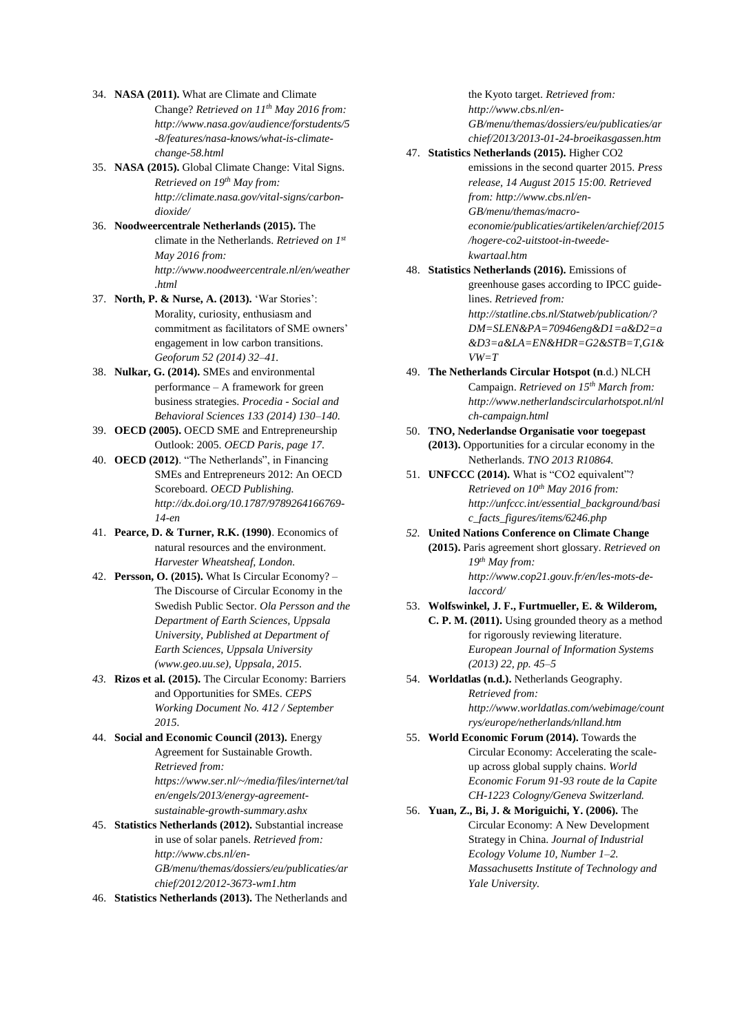34. **NASA (2011).** What are Climate and Climate Change? *Retrieved on 11th May 2016 from: http://www.nasa.gov/audience/forstudents/5-8/features/nasa-knows/what-is-climate-change-58.html*
35. **NASA (2015).** Global Climate Change: Vital Signs. *Retrieved on 19th May from: http://climate.nasa.gov/vital-signs/carbon-dioxide/*
36. **Noodweercentrale Netherlands (2015).** The climate in the Netherlands. *Retrieved on 1st May 2016 from: http://www.noodweercentrale.nl/en/weather.html*
37. **North, P. & Nurse, A. (2013).** 'War Stories': Morality, curiosity, enthusiasm and commitment as facilitators of SME owners' engagement in low carbon transitions. *Geoforum 52 (2014) 32–41.*
38. **Nulkar, G. (2014).** SMEs and environmental performance – A framework for green business strategies. *Procedia - Social and Behavioral Sciences 133 (2014) 130–140.*
39. **OECD (2005).** OECD SME and Entrepreneurship Outlook: 2005. *OECD Paris, page 17.*
40. **OECD (2012)**. "The Netherlands", in Financing SMEs and Entrepreneurs 2012: An OECD Scoreboard. *OECD Publishing. http://dx.doi.org/10.1787/9789264166769-14-en*
41. **Pearce, D. & Turner, R.K. (1990)**. Economics of natural resources and the environment. *Harvester Wheatsheaf, London.*
42. **Persson, O. (2015).** What Is Circular Economy? – The Discourse of Circular Economy in the Swedish Public Sector. *Ola Persson and the Department of Earth Sciences, Uppsala University, Published at Department of Earth Sciences, Uppsala University (www.geo.uu.se), Uppsala, 2015.*
43. **Rizos et al. (2015).** The Circular Economy: Barriers and Opportunities for SMEs. *CEPS Working Document No. 412 / September 2015.*
44. **Social and Economic Council (2013).** Energy Agreement for Sustainable Growth. *Retrieved from: https://www.ser.nl/~/media/files/internet/talen/engels/2013/energy-agreement-sustainable-growth-summary.ashx*
45. **Statistics Netherlands (2012).** Substantial increase in use of solar panels. *Retrieved from: http://www.cbs.nl/en-GB/menu/themas/dossiers/eu/publicaties/archief/2012/2012-3673-wm1.htm*
46. **Statistics Netherlands (2013).** The Netherlands and the Kyoto target. *Retrieved from: http://www.cbs.nl/en-GB/menu/themas/dossiers/eu/publicaties/archief/2013/2013-01-24-broeikasgassen.htm*
47. **Statistics Netherlands (2015).** Higher CO2 emissions in the second quarter 2015. *Press release, 14 August 2015 15:00. Retrieved from: http://www.cbs.nl/en-GB/menu/themas/macro-economie/publicaties/artikelen/archief/2015/hogere-co2-uitstoot-in-tweede-kwartaal.htm*
48. **Statistics Netherlands (2016).** Emissions of greenhouse gases according to IPCC guide-lines. *Retrieved from: http://statline.cbs.nl/Statweb/publication/?DM=SLEN&PA=70946eng&D1=a&D2=a&D3=a&LA=EN&HDR=G2&STB=T,G1&VW=T*
49. **The Netherlands Circular Hotspot (n**.d.) NLCH Campaign. *Retrieved on 15th March from: http://www.netherlandscircularhotspot.nl/nlch-campaign.html*
50. **TNO, Nederlandse Organisatie voor toegepast (2013).** Opportunities for a circular economy in the Netherlands. *TNO 2013 R10864.*
51. **UNFCCC (2014).** What is "CO2 equivalent"? *Retrieved on 10th May 2016 from: http://unfccc.int/essential_background/basic_facts_figures/items/6246.php*
52. **United Nations Conference on Climate Change (2015).** Paris agreement short glossary. *Retrieved on 19th May from: http://www.cop21.gouv.fr/en/les-mots-de-laccord/*
53. **Wolfswinkel, J. F., Furtmueller, E. & Wilderom, C. P. M. (2011).** Using grounded theory as a method for rigorously reviewing literature. *European Journal of Information Systems (2013) 22, pp. 45–5*
54. **Worldatlas (n.d.).** Netherlands Geography. *Retrieved from: http://www.worldatlas.com/webimage/countrys/europe/netherlands/nlland.htm*
55. **World Economic Forum (2014).** Towards the Circular Economy: Accelerating the scale-up across global supply chains. *World Economic Forum 91-93 route de la Capite CH-1223 Cologny/Geneva Switzerland.*
56. **Yuan, Z., Bi, J. & Moriguichi, Y. (2006).** The Circular Economy: A New Development Strategy in China. *Journal of Industrial Ecology Volume 10, Number 1–2. Massachusetts Institute of Technology and Yale University.*